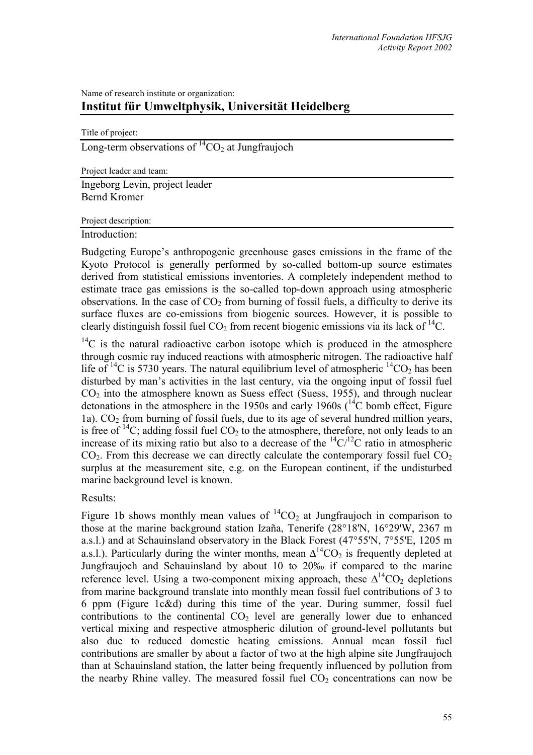Name of research institute or organization:

## Institut für Umweltphysik, Universität Heidelberg

Title of project:

Long-term observations of $^{14}CO_2$ at Jungfraujoch

Project leader and team:

Ingeborg Levin, project leader
Bernd Kromer

Project description:

Introduction:

Budgeting Europe's anthropogenic greenhouse gases emissions in the frame of the Kyoto Protocol is generally performed by so-called bottom-up source estimates derived from statistical emissions inventories. A completely independent method to estimate trace gas emissions is the so-called top-down approach using atmospheric observations. In the case of $CO_2$ from burning of fossil fuels, a difficulty to derive its surface fluxes are co-emissions from biogenic sources. However, it is possible to clearly distinguish fossil fuel $CO_2$ from recent biogenic emissions via its lack of $^{14}C$.

$^{14}C$ is the natural radioactive carbon isotope which is produced in the atmosphere through cosmic ray induced reactions with atmospheric nitrogen. The radioactive half life of $^{14}C$ is 5730 years. The natural equilibrium level of atmospheric $^{14}CO_2$ has been disturbed by man's activities in the last century, via the ongoing input of fossil fuel $CO_2$ into the atmosphere known as Suess effect (Suess, 1955), and through nuclear detonations in the atmosphere in the 1950s and early 1960s ($^{14}C$ bomb effect, Figure 1a). $CO_2$ from burning of fossil fuels, due to its age of several hundred million years, is free of $^{14}C$; adding fossil fuel $CO_2$ to the atmosphere, therefore, not only leads to an increase of its mixing ratio but also to a decrease of the $^{14}C/^{12}C$ ratio in atmospheric $CO_2$. From this decrease we can directly calculate the contemporary fossil fuel $CO_2$ surplus at the measurement site, e.g. on the European continent, if the undisturbed marine background level is known.

Results:

Figure 1b shows monthly mean values of $^{14}CO_2$ at Jungfraujoch in comparison to those at the marine background station Izaña, Tenerife (28°18'N, 16°29'W, 2367 m a.s.l.) and at Schauinsland observatory in the Black Forest (47°55'N, 7°55'E, 1205 m a.s.l.). Particularly during the winter months, mean $\Delta^{14}CO_2$ is frequently depleted at Jungfraujoch and Schauinsland by about 10 to 20‰ if compared to the marine reference level. Using a two-component mixing approach, these $\Delta^{14}CO_2$ depletions from marine background translate into monthly mean fossil fuel contributions of 3 to 6 ppm (Figure 1c&d) during this time of the year. During summer, fossil fuel contributions to the continental $CO_2$ level are generally lower due to enhanced vertical mixing and respective atmospheric dilution of ground-level pollutants but also due to reduced domestic heating emissions. Annual mean fossil fuel contributions are smaller by about a factor of two at the high alpine site Jungfraujoch than at Schauinsland station, the latter being frequently influenced by pollution from the nearby Rhine valley. The measured fossil fuel $CO_2$ concentrations can now be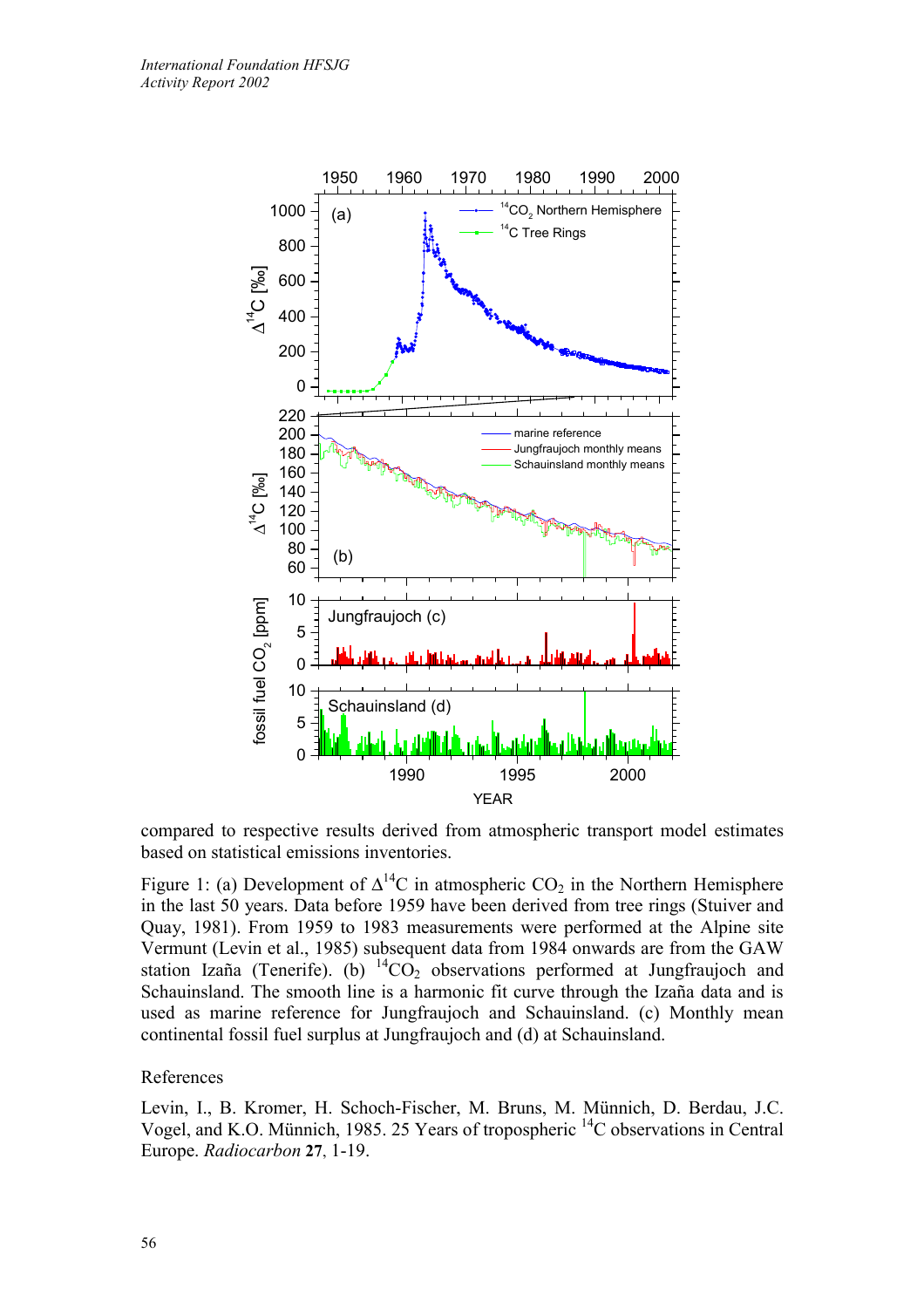compared to respective results derived from atmospheric transport model estimates based on statistical emissions inventories.

Figure 1: (a) Development of $\Delta^{14}C$ in atmospheric $CO_2$ in the Northern Hemisphere in the last 50 years. Data before 1959 have been derived from tree rings (Stuiver and Quay, 1981). From 1959 to 1983 measurements were performed at the Alpine site Vermunt (Levin et al., 1985) subsequent data from 1984 onwards are from the GAW station Izaña (Tenerife). (b) $^{14}CO_2$ observations performed at Jungfraujoch and Schauinsland. The smooth line is a harmonic fit curve through the Izaña data and is used as marine reference for Jungfraujoch and Schauinsland. (c) Monthly mean continental fossil fuel surplus at Jungfraujoch and (d) at Schauinsland.

References

Levin, I., B. Kromer, H. Schoch-Fischer, M. Bruns, M. Münnich, D. Berdau, J.C. Vogel, and K.O. Münnich, 1985. 25 Years of tropospheric $^{14}C$ observations in Central Europe. *Radiocarbon* **27**, 1-19.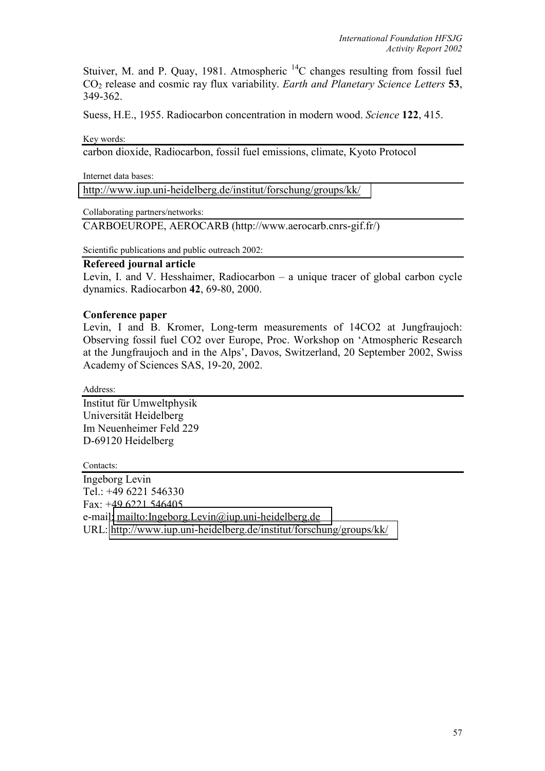Stuiver, M. and P. Quay, 1981. Atmospheric $^{14}C$ changes resulting from fossil fuel $CO_2$ release and cosmic ray flux variability. *Earth and Planetary Science Letters* **53**, 349-362.

Suess, H.E., 1955. Radiocarbon concentration in modern wood. *Science* **122**, 415.

Key words:

carbon dioxide, Radiocarbon, fossil fuel emissions, climate, Kyoto Protocol

Internet data bases:

http://www.iup.uni-heidelberg.de/institut/forschung/groups/kk/

Collaborating partners/networks:

CARBOEUROPE, AEROCARB (http://www.aerocarb.cnrs-gif.fr/)

Scientific publications and public outreach 2002:

**Refereed journal article**

Levin, I. and V. Hesshaimer, Radiocarbon – a unique tracer of global carbon cycle dynamics. Radiocarbon **42**, 69-80, 2000.

**Conference paper**

Levin, I and B. Kromer, Long-term measurements of 14CO2 at Jungfraujoch: Observing fossil fuel CO2 over Europe, Proc. Workshop on 'Atmospheric Research at the Jungfraujoch and in the Alps', Davos, Switzerland, 20 September 2002, Swiss Academy of Sciences SAS, 19-20, 2002.

Address:

Institut für Umweltphysik
Universität Heidelberg
Im Neuenheimer Feld 229
D-69120 Heidelberg

Contacts:

Ingeborg Levin
Tel.: +49 6221 546330
Fax: +49 6221 546405
e-mail: mailto:Ingeborg.Levin@iup.uni-heidelberg.de
URL: http://www.iup.uni-heidelberg.de/institut/forschung/groups/kk/